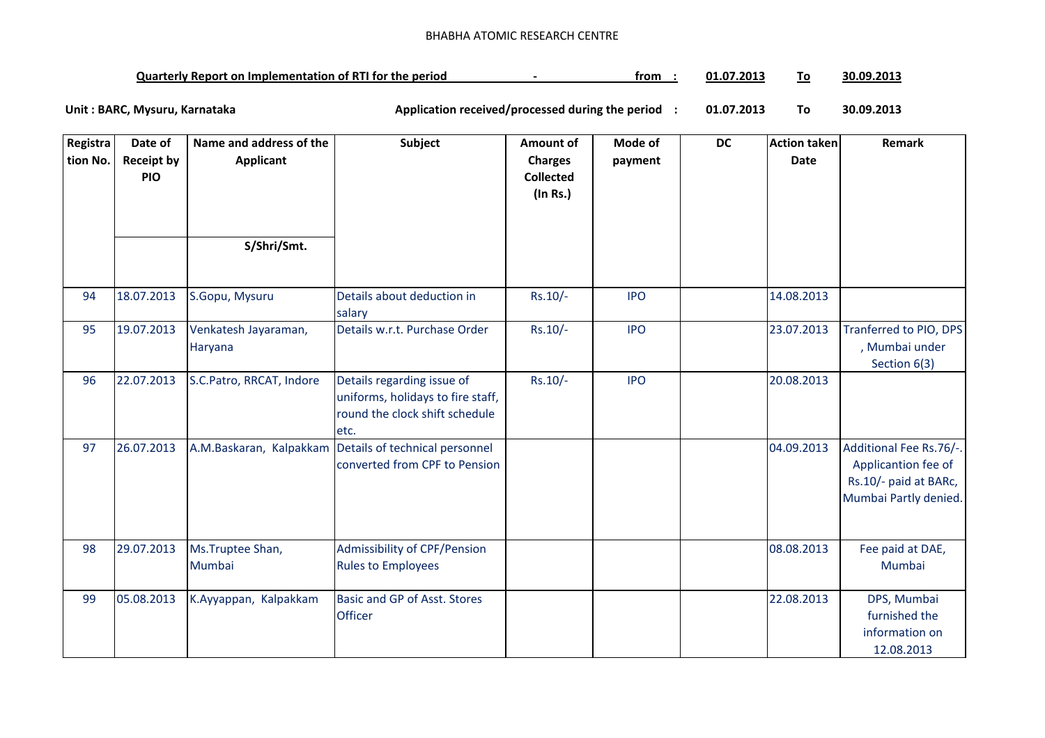BHABHA ATOMIC RESEARCH CENTRE

**Quarterly Report on Implementation of RTI for the period - from : 01.07.2013 To 30.09.2013**

**Unit : BARC, Mysuru, Karnataka** **Application received/processed during the period : 01.07.2013 To 30.09.2013**

| Registration No. | Date of Receipt by PIO | Name and address of the Applicant S/Shri/Smt. | Subject | Amount of Charges Collected (In Rs.) | Mode of payment | DC | Action taken Date | Remark |
|---|---|---|---|---|---|---|---|---|
| 94 | 18.07.2013 | S.Gopu, Mysuru | Details about deduction in salary | Rs.10/- | IPO | | 14.08.2013 | |
| 95 | 19.07.2013 | Venkatesh Jayaraman, Haryana | Details w.r.t. Purchase Order | Rs.10/- | IPO | | 23.07.2013 | Tranferred to PIO, DPS , Mumbai under Section 6(3) |
| 96 | 22.07.2013 | S.C.Patro, RRCAT, Indore | Details regarding issue of uniforms, holidays to fire staff, round the clock shift schedule etc. | Rs.10/- | IPO | | 20.08.2013 | |
| 97 | 26.07.2013 | A.M.Baskaran, Kalpakkam | Details of technical personnel converted from CPF to Pension | | | | 04.09.2013 | Additional Fee Rs.76/-. Applicantion fee of Rs.10/- paid at BARc, Mumbai Partly denied. |
| 98 | 29.07.2013 | Ms.Truptee Shan, Mumbai | Admissibility of CPF/Pension Rules to Employees | | | | 08.08.2013 | Fee paid at DAE, Mumbai |
| 99 | 05.08.2013 | K.Ayyappan, Kalpakkam | Basic and GP of Asst. Stores Officer | | | | 22.08.2013 | DPS, Mumbai furnished the information on 12.08.2013 |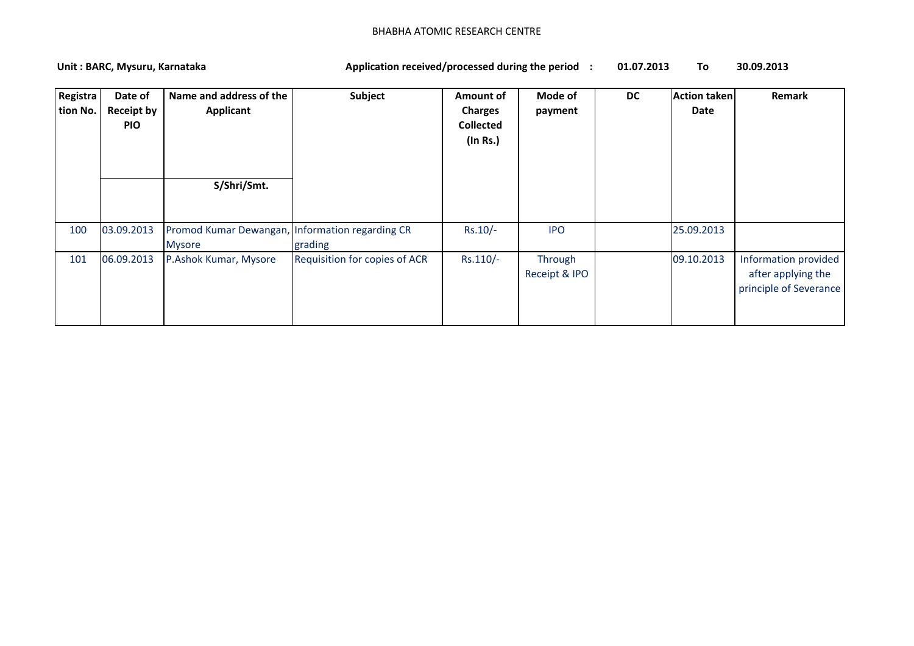BHABHA ATOMIC RESEARCH CENTRE

**Unit : BARC, Mysuru, Karnataka** **Application received/processed during the period : 01.07.2013 To 30.09.2013**

| Registration No. | Date of Receipt by PIO | Name and address of the Applicant S/Shri/Smt. | Subject | Amount of Charges Collected (In Rs.) | Mode of payment | DC | Action taken Date | Remark |
|---|---|---|---|---|---|---|---|---|
| 100 | 03.09.2013 | Promod Kumar Dewangan, Mysore | Information regarding CR grading | Rs.10/- | IPO | | 25.09.2013 | |
| 101 | 06.09.2013 | P.Ashok Kumar, Mysore | Requisition for copies of ACR | Rs.110/- | Through Receipt & IPO | | 09.10.2013 | Information provided after applying the principle of Severance |